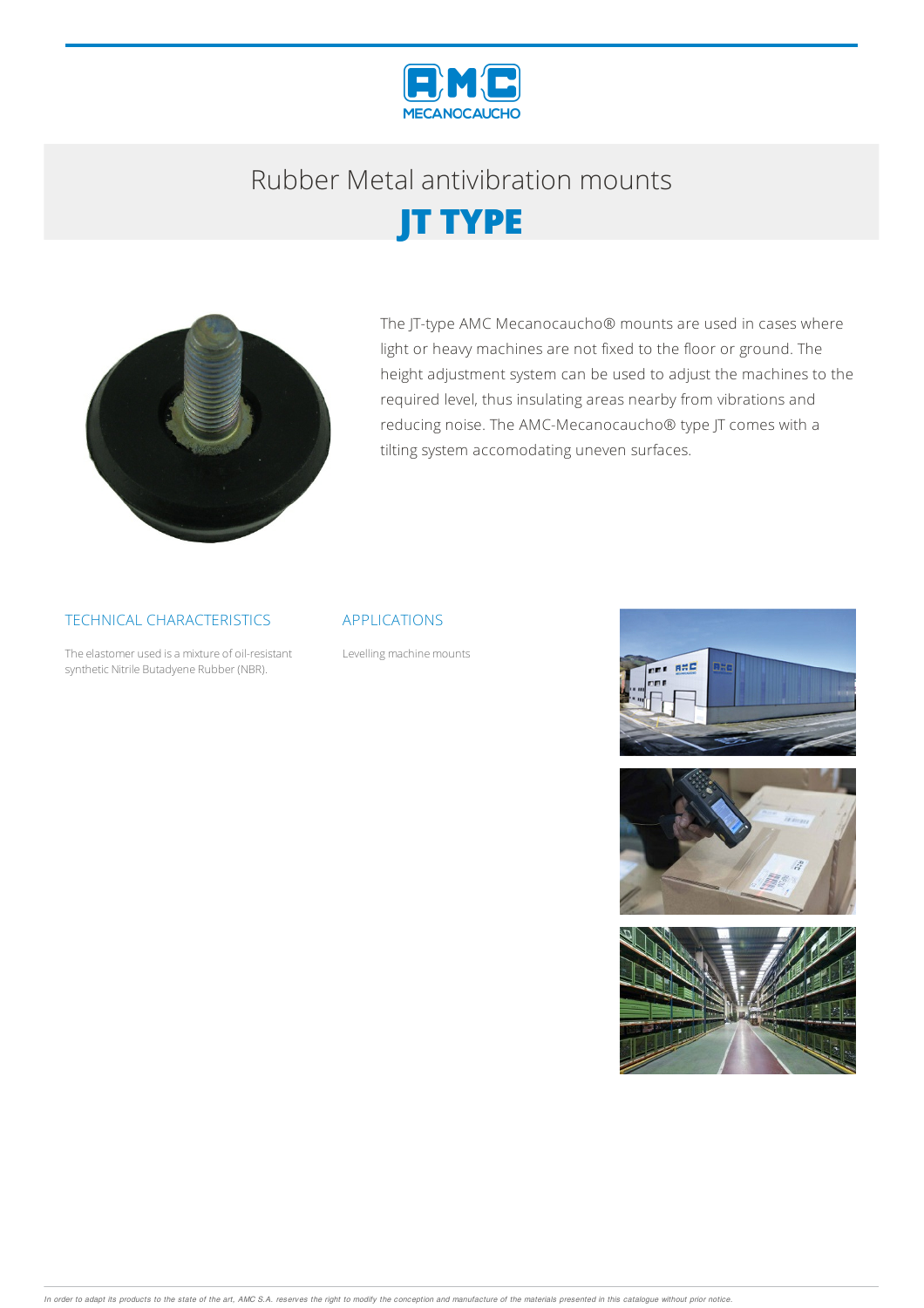# Rubber Metal antivibration mounts

## JT TYPE

The JT-type AMC Mecanocaucho® mounts are used in cases where light or heavy machines are not fixed to the floor or ground. The height adjustment system can be used to adjust the machines to the required level, thus insulating areas nearby from vibrations and reducing noise. The AMC-Mecanocaucho® type JT comes with a tilting system accomodating uneven surfaces.

### TECHNICAL CHARACTERISTICS

The elastomer used is a mixture of oil-resistant synthetic Nitrile Butadyene Rubber (NBR).

### APPLICATIONS

Levelling machine mounts

*In order to adapt its products to the state of the art, AMC S.A. reserves the right to modify the conception and manufacture of the materials presented in this catalogue without prior notice.*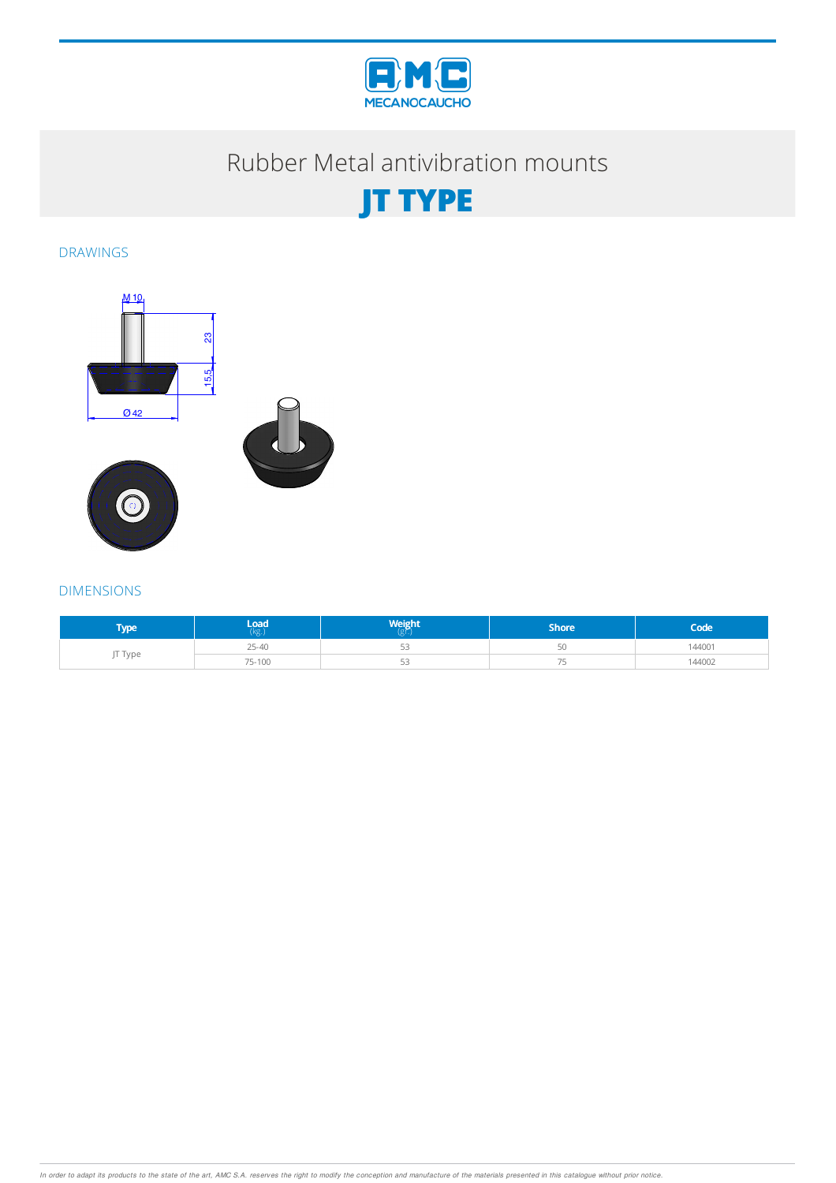# Rubber Metal antivibration mounts

## JT TYPE

### DRAWINGS

M 10

23

15,5

Ø 42

### DIMENSIONS

| Type | Load (kg.) | Weight (gr.) | Shore | Code |
|---|---|---|---|---|
| JT Type | 25-40 | 53 | 50 | 144001 |
| | 75-100 | 53 | 75 | 144002 |

*In order to adapt its products to the state of the art, AMC S.A. reserves the right to modify the conception and manufacture of the materials presented in this catalogue without prior notice.*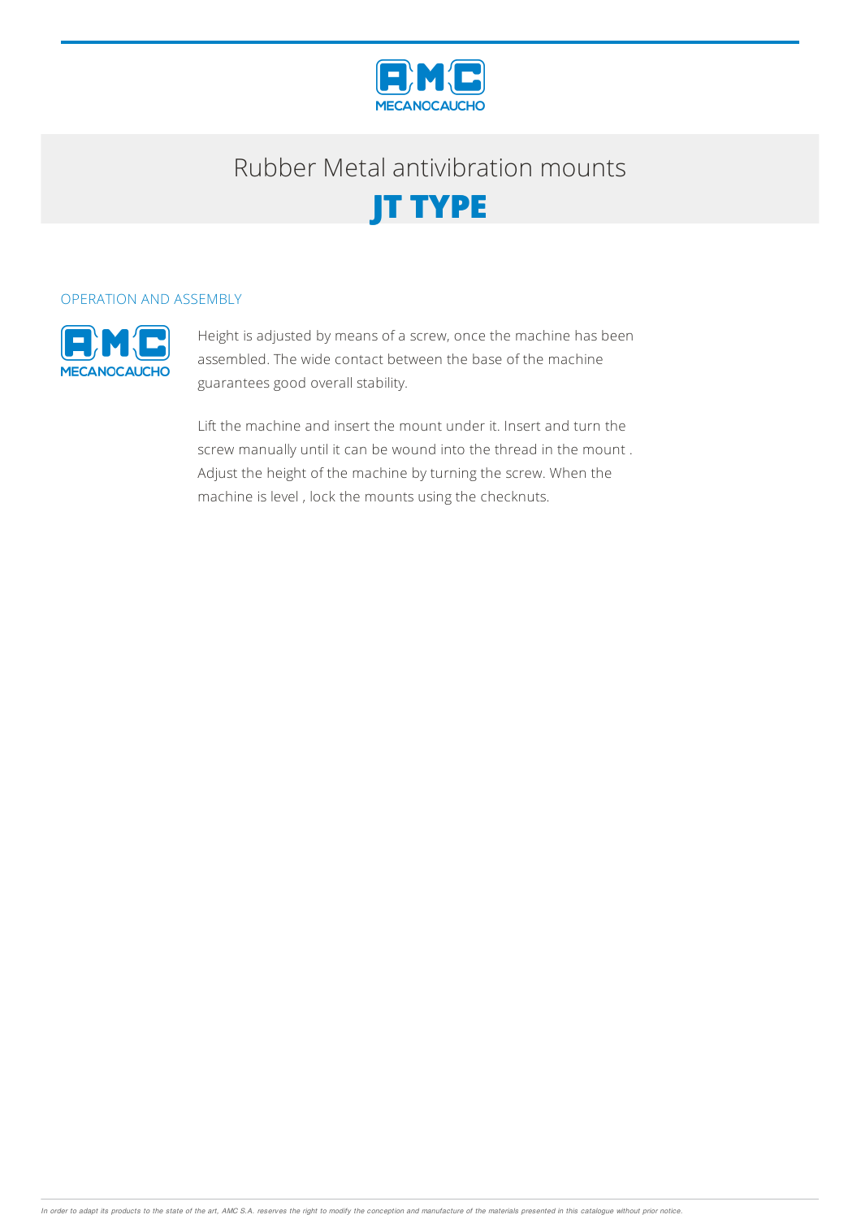# Rubber Metal antivibration mounts

## JT TYPE

### OPERATION AND ASSEMBLY

Height is adjusted by means of a screw, once the machine has been assembled. The wide contact between the base of the machine guarantees good overall stability.

Lift the machine and insert the mount under it. Insert and turn the screw manually until it can be wound into the thread in the mount . Adjust the height of the machine by turning the screw. When the machine is level , lock the mounts using the checknuts.